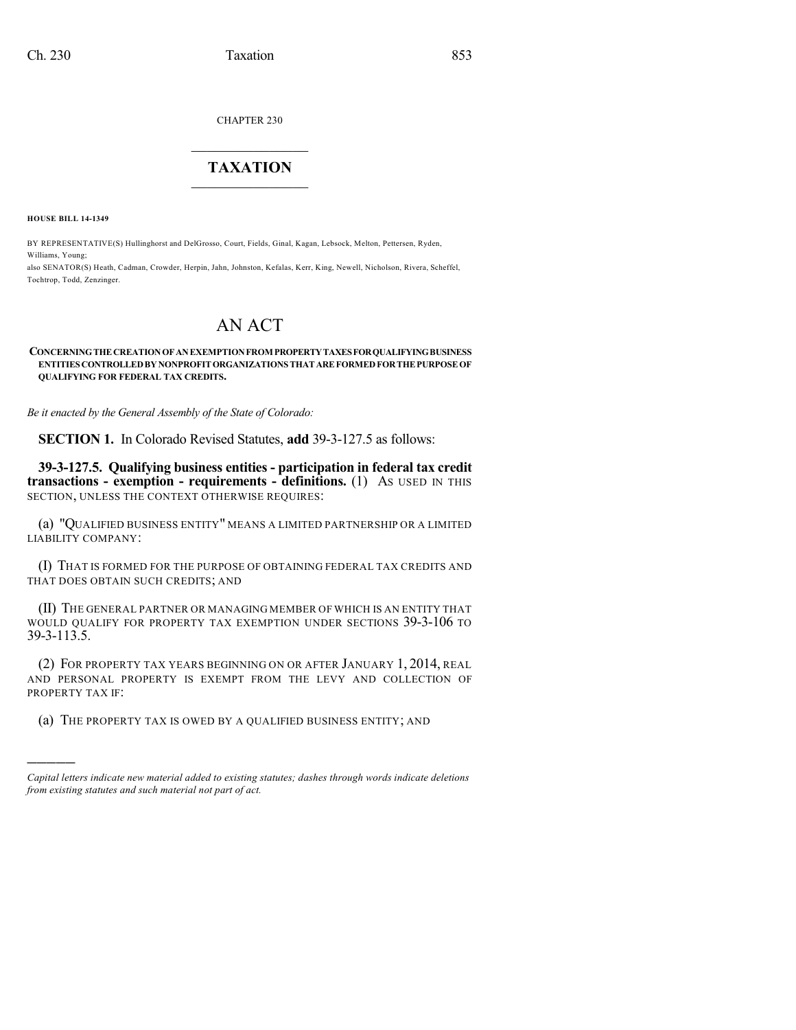CHAPTER 230

# TAXATION

**HOUSE BILL 14-1349**

BY REPRESENTATIVE(S) Hullinghorst and DelGrosso, Court, Fields, Ginal, Kagan, Lebsock, Melton, Pettersen, Ryden, Williams, Young;
also SENATOR(S) Heath, Cadman, Crowder, Herpin, Jahn, Johnston, Kefalas, Kerr, King, Newell, Nicholson, Rivera, Scheffel, Tochtrop, Todd, Zenzinger.

# AN ACT

**CONCERNING THE CREATION OF AN EXEMPTION FROM PROPERTY TAXES FOR QUALIFYING BUSINESS ENTITIES CONTROLLED BY NONPROFIT ORGANIZATIONS THAT ARE FORMED FOR THE PURPOSE OF QUALIFYING FOR FEDERAL TAX CREDITS.**

*Be it enacted by the General Assembly of the State of Colorado:*

**SECTION 1.** In Colorado Revised Statutes, **add** 39-3-127.5 as follows:

**39-3-127.5. Qualifying business entities - participation in federal tax credit transactions - exemption - requirements - definitions.** (1) AS USED IN THIS SECTION, UNLESS THE CONTEXT OTHERWISE REQUIRES:

(a) "QUALIFIED BUSINESS ENTITY" MEANS A LIMITED PARTNERSHIP OR A LIMITED LIABILITY COMPANY:

(I) THAT IS FORMED FOR THE PURPOSE OF OBTAINING FEDERAL TAX CREDITS AND THAT DOES OBTAIN SUCH CREDITS; AND

(II) THE GENERAL PARTNER OR MANAGING MEMBER OF WHICH IS AN ENTITY THAT WOULD QUALIFY FOR PROPERTY TAX EXEMPTION UNDER SECTIONS 39-3-106 TO 39-3-113.5.

(2) FOR PROPERTY TAX YEARS BEGINNING ON OR AFTER JANUARY 1, 2014, REAL AND PERSONAL PROPERTY IS EXEMPT FROM THE LEVY AND COLLECTION OF PROPERTY TAX IF:

(a) THE PROPERTY TAX IS OWED BY A QUALIFIED BUSINESS ENTITY; AND

---

*Capital letters indicate new material added to existing statutes; dashes through words indicate deletions from existing statutes and such material not part of act.*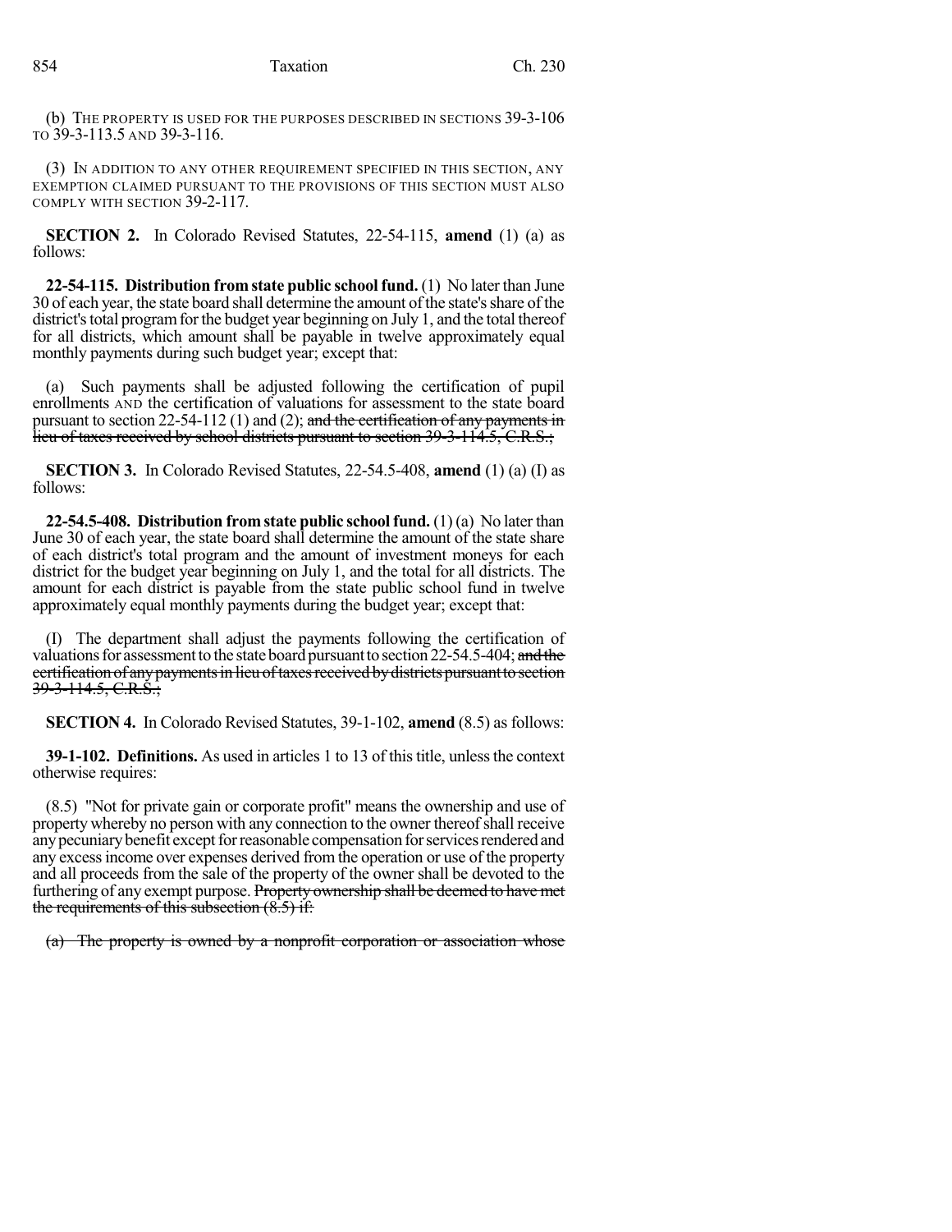(b) THE PROPERTY IS USED FOR THE PURPOSES DESCRIBED IN SECTIONS 39-3-106 TO 39-3-113.5 AND 39-3-116.

(3) IN ADDITION TO ANY OTHER REQUIREMENT SPECIFIED IN THIS SECTION, ANY EXEMPTION CLAIMED PURSUANT TO THE PROVISIONS OF THIS SECTION MUST ALSO COMPLY WITH SECTION 39-2-117.

**SECTION 2.** In Colorado Revised Statutes, 22-54-115, **amend** (1) (a) as follows:

**22-54-115. Distribution from state public school fund.** (1) No later than June 30 of each year, the state board shall determine the amount of the state's share of the district's total program for the budget year beginning on July 1, and the total thereof for all districts, which amount shall be payable in twelve approximately equal monthly payments during such budget year; except that:

(a) Such payments shall be adjusted following the certification of pupil enrollments AND the certification of valuations for assessment to the state board pursuant to section 22-54-112 (1) and (2); ~~and the certification of any payments in lieu of taxes received by school districts pursuant to section 39-3-114.5, C.R.S.;~~

**SECTION 3.** In Colorado Revised Statutes, 22-54.5-408, **amend** (1) (a) (I) as follows:

**22-54.5-408. Distribution from state public school fund.** (1) (a) No later than June 30 of each year, the state board shall determine the amount of the state share of each district's total program and the amount of investment moneys for each district for the budget year beginning on July 1, and the total for all districts. The amount for each district is payable from the state public school fund in twelve approximately equal monthly payments during the budget year; except that:

(I) The department shall adjust the payments following the certification of valuations for assessment to the state board pursuant to section 22-54.5-404; ~~and the certification of any payments in lieu of taxes received by districts pursuant to section 39-3-114.5, C.R.S.;~~

**SECTION 4.** In Colorado Revised Statutes, 39-1-102, **amend** (8.5) as follows:

**39-1-102. Definitions.** As used in articles 1 to 13 of this title, unless the context otherwise requires:

(8.5) "Not for private gain or corporate profit" means the ownership and use of property whereby no person with any connection to the owner thereof shall receive any pecuniary benefit except for reasonable compensation for services rendered and any excess income over expenses derived from the operation or use of the property and all proceeds from the sale of the property of the owner shall be devoted to the furthering of any exempt purpose. ~~Property ownership shall be deemed to have met the requirements of this subsection (8.5) if:~~

~~(a) The property is owned by a nonprofit corporation or association whose~~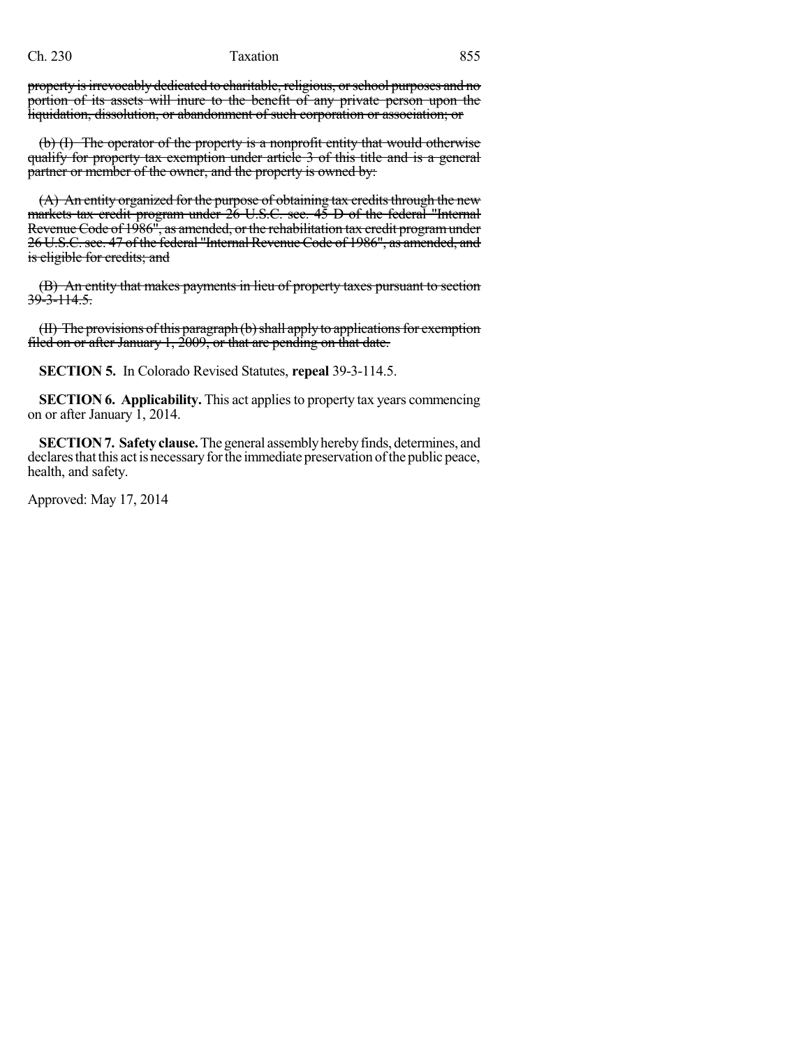~~property is irrevocably dedicated to charitable, religious, or school purposes and no portion of its assets will inure to the benefit of any private person upon the liquidation, dissolution, or abandonment of such corporation or association; or~~

~~(b) (I) The operator of the property is a nonprofit entity that would otherwise qualify for property tax exemption under article 3 of this title and is a general partner or member of the owner, and the property is owned by:~~

~~(A) An entity organized for the purpose of obtaining tax credits through the new markets tax credit program under 26 U.S.C. sec. 45 D of the federal "Internal Revenue Code of 1986", as amended, or the rehabilitation tax credit program under 26 U.S.C. sec. 47 of the federal "Internal Revenue Code of 1986", as amended, and is eligible for credits; and~~

~~(B) An entity that makes payments in lieu of property taxes pursuant to section 39-3-114.5.~~

~~(II) The provisions of this paragraph (b) shall apply to applications for exemption filed on or after January 1, 2009, or that are pending on that date.~~

**SECTION 5.** In Colorado Revised Statutes, **repeal** 39-3-114.5.

**SECTION 6. Applicability.** This act applies to property tax years commencing on or after January 1, 2014.

**SECTION 7. Safety clause.** The general assembly hereby finds, determines, and declares that this act is necessary for the immediate preservation of the public peace, health, and safety.

Approved: May 17, 2014